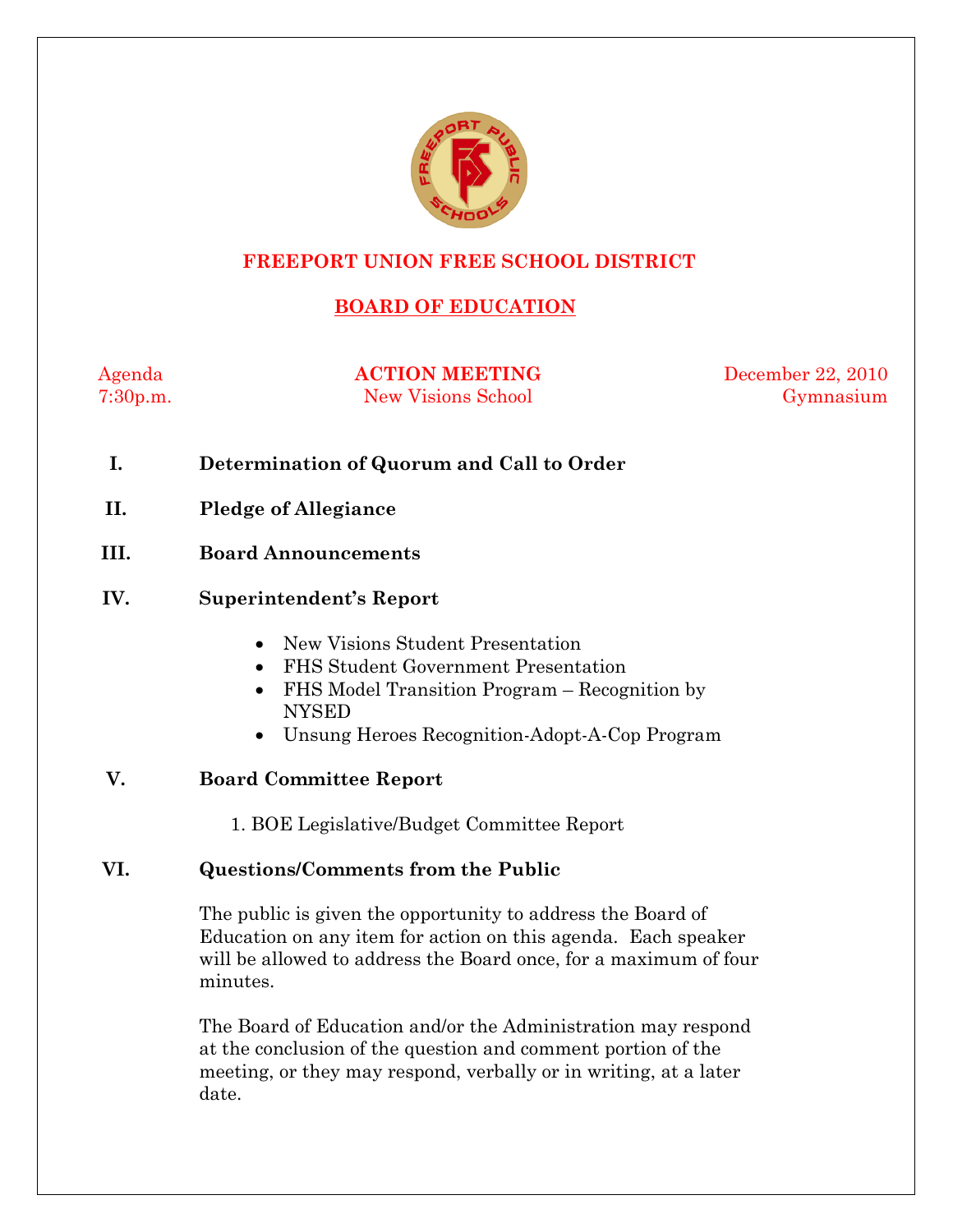# FREEPORT UNION FREE SCHOOL DISTRICT

## BOARD OF EDUCATION

Agenda
7:30p.m.

**ACTION MEETING**
New Visions School

December 22, 2010
Gymnasium

**I. Determination of Quorum and Call to Order**

**II. Pledge of Allegiance**

**III. Board Announcements**

**IV. Superintendent's Report**

- New Visions Student Presentation
- FHS Student Government Presentation
- FHS Model Transition Program – Recognition by NYSED
- Unsung Heroes Recognition-Adopt-A-Cop Program

**V. Board Committee Report**

1. BOE Legislative/Budget Committee Report

**VI. Questions/Comments from the Public**

The public is given the opportunity to address the Board of Education on any item for action on this agenda. Each speaker will be allowed to address the Board once, for a maximum of four minutes.

The Board of Education and/or the Administration may respond at the conclusion of the question and comment portion of the meeting, or they may respond, verbally or in writing, at a later date.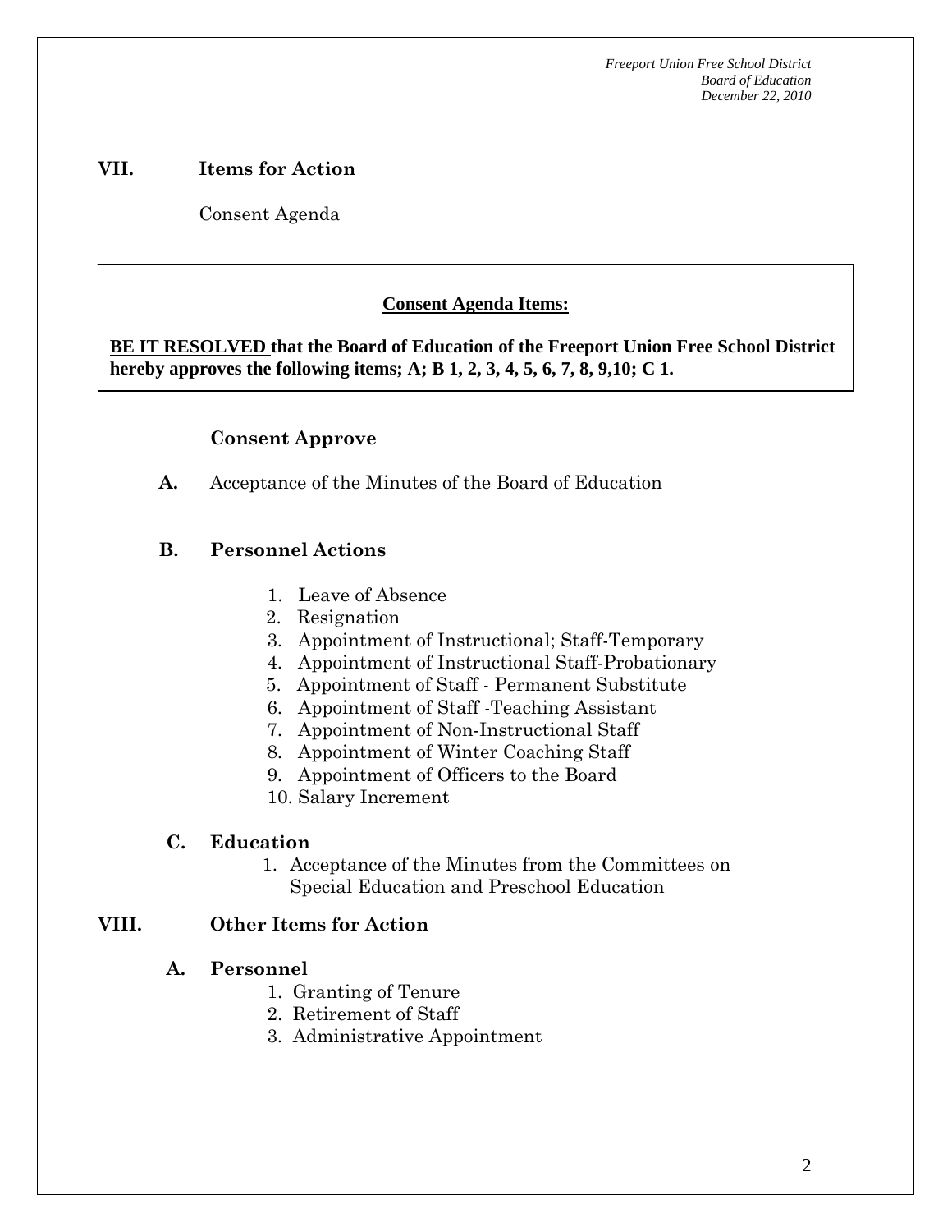## VII. Items for Action

Consent Agenda

**Consent Agenda Items:**

**BE IT RESOLVED that the Board of Education of the Freeport Union Free School District hereby approves the following items; A; B 1, 2, 3, 4, 5, 6, 7, 8, 9,10; C 1.**

### Consent Approve

**A.** Acceptance of the Minutes of the Board of Education

**B. Personnel Actions**

1. Leave of Absence
2. Resignation
3. Appointment of Instructional; Staff-Temporary
4. Appointment of Instructional Staff-Probationary
5. Appointment of Staff - Permanent Substitute
6. Appointment of Staff -Teaching Assistant
7. Appointment of Non-Instructional Staff
8. Appointment of Winter Coaching Staff
9. Appointment of Officers to the Board
10. Salary Increment

**C. Education**

1. Acceptance of the Minutes from the Committees on Special Education and Preschool Education

## VIII. Other Items for Action

**A. Personnel**

1. Granting of Tenure
2. Retirement of Staff
3. Administrative Appointment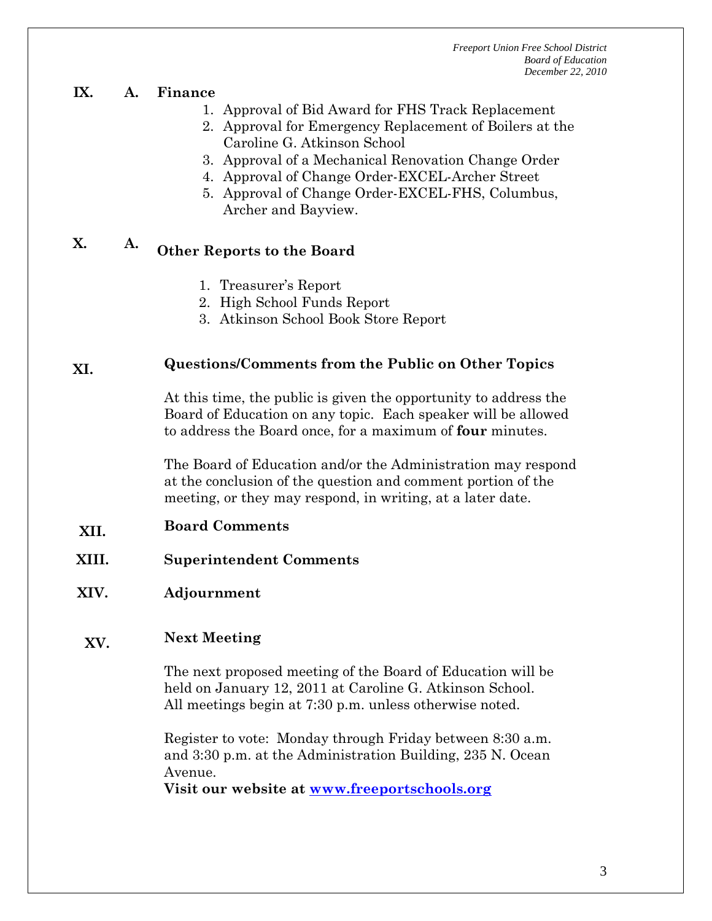**IX. A. Finance**

1. Approval of Bid Award for FHS Track Replacement
2. Approval for Emergency Replacement of Boilers at the Caroline G. Atkinson School
3. Approval of a Mechanical Renovation Change Order
4. Approval of Change Order-EXCEL-Archer Street
5. Approval of Change Order-EXCEL-FHS, Columbus, Archer and Bayview.

**X. A. Other Reports to the Board**

1. Treasurer's Report
2. High School Funds Report
3. Atkinson School Book Store Report

**XI. Questions/Comments from the Public on Other Topics**

At this time, the public is given the opportunity to address the Board of Education on any topic. Each speaker will be allowed to address the Board once, for a maximum of **four** minutes.

The Board of Education and/or the Administration may respond at the conclusion of the question and comment portion of the meeting, or they may respond, in writing, at a later date.

**XII. Board Comments**

**XIII. Superintendent Comments**

**XIV. Adjournment**

**XV. Next Meeting**

The next proposed meeting of the Board of Education will be held on January 12, 2011 at Caroline G. Atkinson School. All meetings begin at 7:30 p.m. unless otherwise noted.

Register to vote: Monday through Friday between 8:30 a.m. and 3:30 p.m. at the Administration Building, 235 N. Ocean Avenue.

**Visit our website at [www.freeportschools.org](http://www.freeportschools.org)**